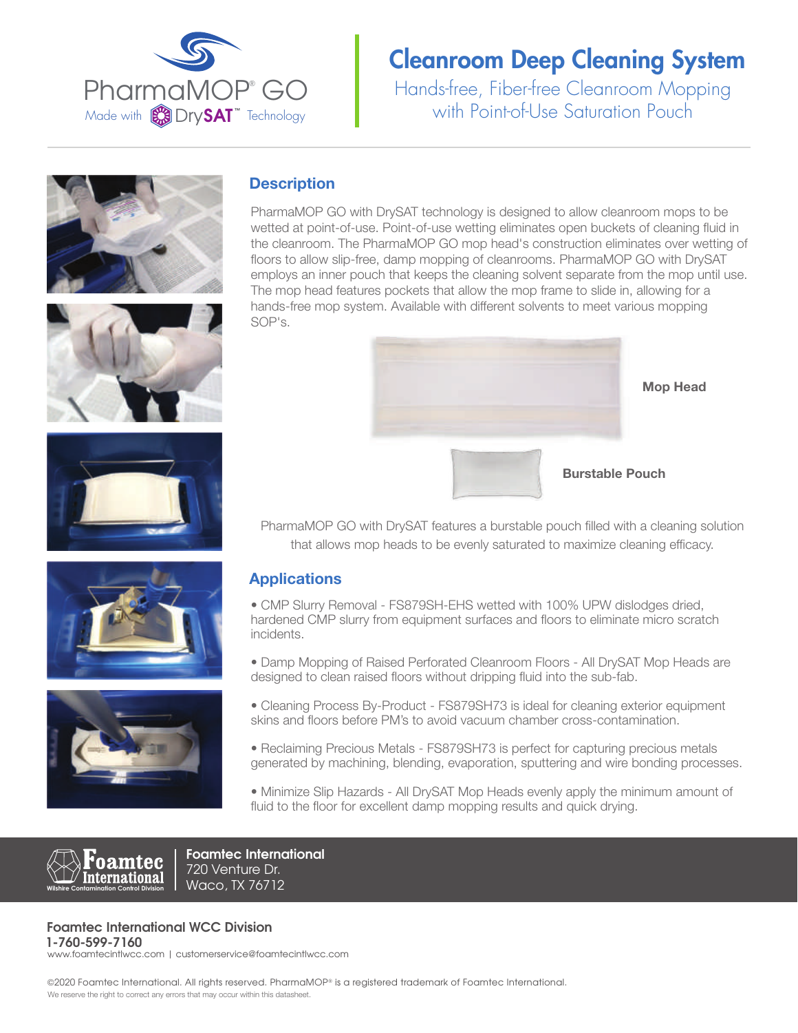PharmaMOP® GO

Made with DrySAT™ Technology

# Cleanroom Deep Cleaning System

Hands-free, Fiber-free Cleanroom Mopping with Point-of-Use Saturation Pouch

## Description

PharmaMOP GO with DrySAT technology is designed to allow cleanroom mops to be wetted at point-of-use. Point-of-use wetting eliminates open buckets of cleaning fluid in the cleanroom. The PharmaMOP GO mop head's construction eliminates over wetting of floors to allow slip-free, damp mopping of cleanrooms. PharmaMOP GO with DrySAT employs an inner pouch that keeps the cleaning solvent separate from the mop until use. The mop head features pockets that allow the mop frame to slide in, allowing for a hands-free mop system. Available with different solvents to meet various mopping SOP's.

**Mop Head**

**Burstable Pouch**

PharmaMOP GO with DrySAT features a burstable pouch filled with a cleaning solution that allows mop heads to be evenly saturated to maximize cleaning efficacy.

## Applications

- CMP Slurry Removal - FS879SH-EHS wetted with 100% UPW dislodges dried, hardened CMP slurry from equipment surfaces and floors to eliminate micro scratch incidents.
- Damp Mopping of Raised Perforated Cleanroom Floors - All DrySAT Mop Heads are designed to clean raised floors without dripping fluid into the sub-fab.
- Cleaning Process By-Product - FS879SH73 is ideal for cleaning exterior equipment skins and floors before PM's to avoid vacuum chamber cross-contamination.
- Reclaiming Precious Metals - FS879SH73 is perfect for capturing precious metals generated by machining, blending, evaporation, sputtering and wire bonding processes.
- Minimize Slip Hazards - All DrySAT Mop Heads evenly apply the minimum amount of fluid to the floor for excellent damp mopping results and quick drying.

Foamtec International
Wilshire Contamination Control Division

**Foamtec International**
720 Venture Dr.
Waco, TX 76712

**Foamtec International WCC Division**
**1-760-599-7160**
www.foamtecintlwcc.com | customerservice@foamtecintlwcc.com

©2020 Foamtec International. All rights reserved. PharmaMOP® is a registered trademark of Foamtec International.
We reserve the right to correct any errors that may occur within this datasheet.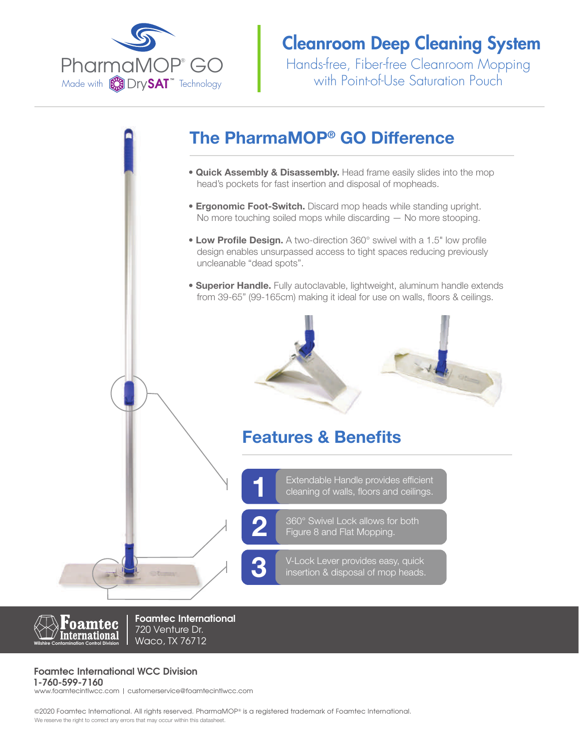PharmaMOP® GO

Made with DrySAT™ Technology

# Cleanroom Deep Cleaning System

Hands-free, Fiber-free Cleanroom Mopping with Point-of-Use Saturation Pouch

## The PharmaMOP® GO Difference

- **Quick Assembly & Disassembly.** Head frame easily slides into the mop head's pockets for fast insertion and disposal of mopheads.
- **Ergonomic Foot-Switch.** Discard mop heads while standing upright. No more touching soiled mops while discarding — No more stooping.
- **Low Profile Design.** A two-direction 360° swivel with a 1.5" low profile design enables unsurpassed access to tight spaces reducing previously uncleanable "dead spots".
- **Superior Handle.** Fully autoclavable, lightweight, aluminum handle extends from 39-65" (99-165cm) making it ideal for use on walls, floors & ceilings.

## Features & Benefits

1. Extendable Handle provides efficient cleaning of walls, floors and ceilings.
2. 360° Swivel Lock allows for both Figure 8 and Flat Mopping.
3. V-Lock Lever provides easy, quick insertion & disposal of mop heads.

Foamtec International
Wilshire Contamination Control Division

**Foamtec International**
720 Venture Dr.
Waco, TX 76712

**Foamtec International WCC Division**
**1-760-599-7160**
www.foamtecintlwcc.com | customerservice@foamtecintlwcc.com

©2020 Foamtec International. All rights reserved. PharmaMOP® is a registered trademark of Foamtec International.
We reserve the right to correct any errors that may occur within this datasheet.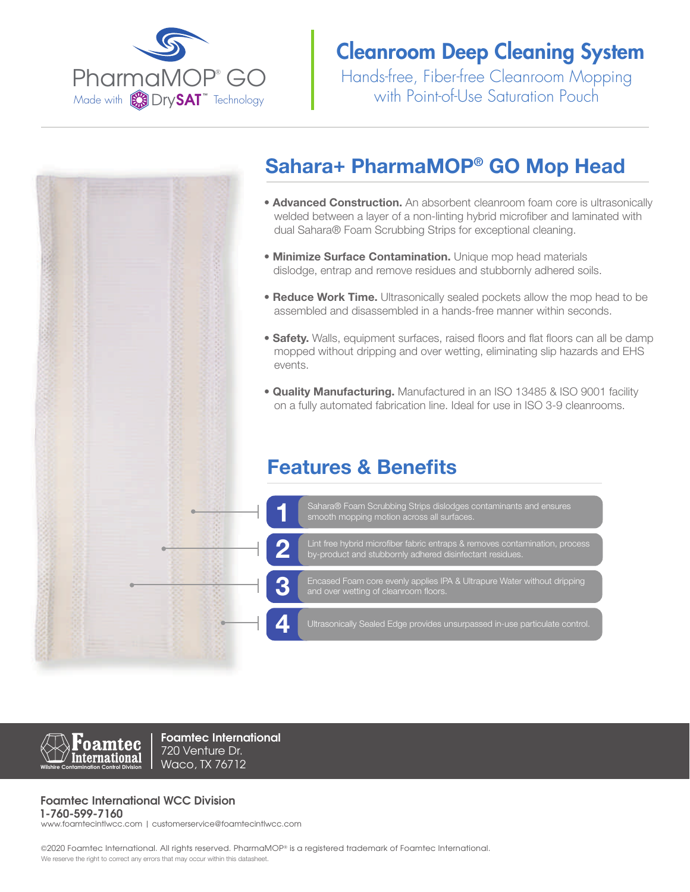PharmaMOP® GO
Made with DrySAT™ Technology

# Cleanroom Deep Cleaning System

Hands-free, Fiber-free Cleanroom Mopping with Point-of-Use Saturation Pouch

## Sahara+ PharmaMOP® GO Mop Head

- **Advanced Construction.** An absorbent cleanroom foam core is ultrasonically welded between a layer of a non-linting hybrid microfiber and laminated with dual Sahara® Foam Scrubbing Strips for exceptional cleaning.
- **Minimize Surface Contamination.** Unique mop head materials dislodge, entrap and remove residues and stubbornly adhered soils.
- **Reduce Work Time.** Ultrasonically sealed pockets allow the mop head to be assembled and disassembled in a hands-free manner within seconds.
- **Safety.** Walls, equipment surfaces, raised floors and flat floors can all be damp mopped without dripping and over wetting, eliminating slip hazards and EHS events.
- **Quality Manufacturing.** Manufactured in an ISO 13485 & ISO 9001 facility on a fully automated fabrication line. Ideal for use in ISO 3-9 cleanrooms.

## Features & Benefits

1. Sahara® Foam Scrubbing Strips dislodges contaminants and ensures smooth mopping motion across all surfaces.
2. Lint free hybrid microfiber fabric entraps & removes contamination, process by-product and stubbornly adhered disinfectant residues.
3. Encased Foam core evenly applies IPA & Ultrapure Water without dripping and over wetting of cleanroom floors.
4. Ultrasonically Sealed Edge provides unsurpassed in-use particulate control.

Foamtec International
Wilshire Contamination Control Division

**Foamtec International**
720 Venture Dr.
Waco, TX 76712

**Foamtec International WCC Division**
**1-760-599-7160**
www.foamtecintlwcc.com | customerservice@foamtecintlwcc.com

©2020 Foamtec International. All rights reserved. PharmaMOP® is a registered trademark of Foamtec International.
We reserve the right to correct any errors that may occur within this datasheet.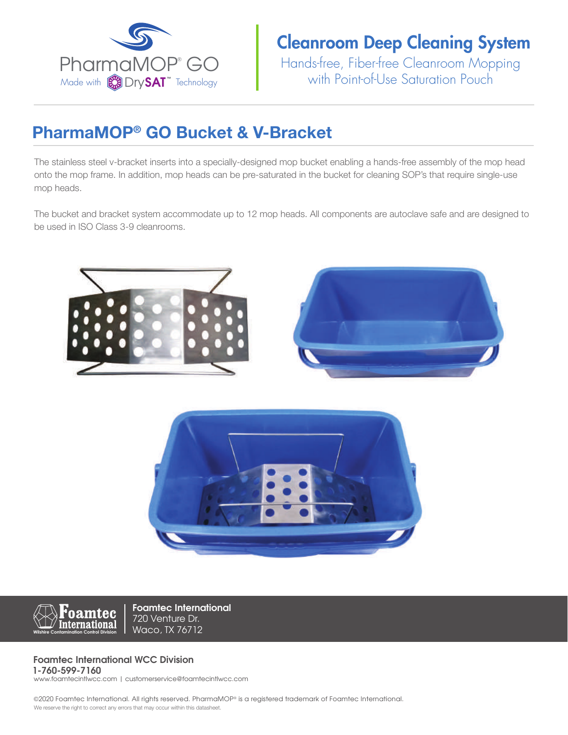PharmaMOP® GO

Made with DrySAT™ Technology

# Cleanroom Deep Cleaning System

Hands-free, Fiber-free Cleanroom Mopping with Point-of-Use Saturation Pouch

## PharmaMOP® GO Bucket & V-Bracket

The stainless steel v-bracket inserts into a specially-designed mop bucket enabling a hands-free assembly of the mop head onto the mop frame. In addition, mop heads can be pre-saturated in the bucket for cleaning SOP's that require single-use mop heads.

The bucket and bracket system accommodate up to 12 mop heads. All components are autoclave safe and are designed to be used in ISO Class 3-9 cleanrooms.

Foamtec International
Wilshire Contamination Control Division

**Foamtec International**
720 Venture Dr.
Waco, TX 76712

**Foamtec International WCC Division**
**1-760-599-7160**
www.foamtecintlwcc.com | customerservice@foamtecintlwcc.com

©2020 Foamtec International. All rights reserved. PharmaMOP® is a registered trademark of Foamtec International.
We reserve the right to correct any errors that may occur within this datasheet.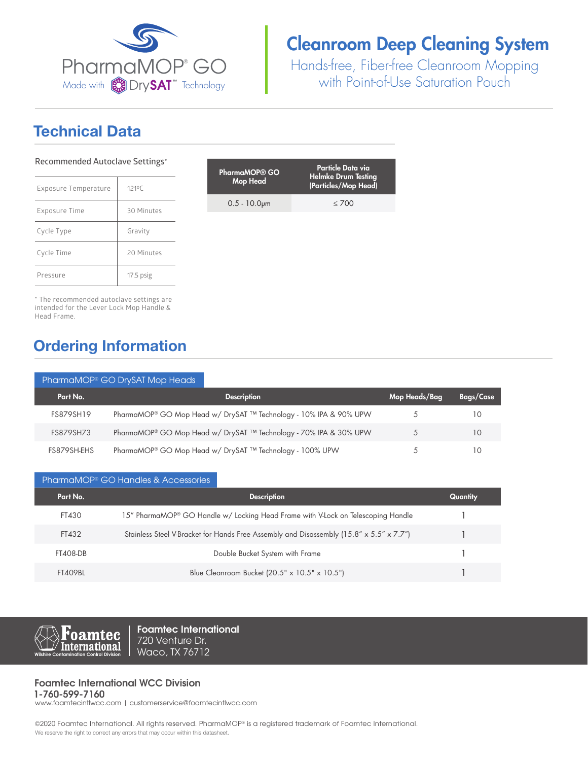PharmaMOP® GO
Made with DrySAT™ Technology

# Cleanroom Deep Cleaning System

Hands-free, Fiber-free Cleanroom Mopping with Point-of-Use Saturation Pouch

## Technical Data

Recommended Autoclave Settings*

| | |
|---|---|
| Exposure Temperature | 121ºC |
| Exposure Time | 30 Minutes |
| Cycle Type | Gravity |
| Cycle Time | 20 Minutes |
| Pressure | 17.5 psig |

* The recommended autoclave settings are intended for the Lever Lock Mop Handle & Head Frame.

| PharmaMOP® GO Mop Head | Particle Data via Helmke Drum Testing (Particles/Mop Head) |
|---|---|
| 0.5 - 10.0µm | ≤ 700 |

## Ordering Information

### PharmaMOP® GO DrySAT Mop Heads

| Part No. | Description | Mop Heads/Bag | Bags/Case |
|---|---|---|---|
| FS879SH19 | PharmaMOP® GO Mop Head w/ DrySAT ™ Technology - 10% IPA & 90% UPW | 5 | 10 |
| FS879SH73 | PharmaMOP® GO Mop Head w/ DrySAT ™ Technology - 70% IPA & 30% UPW | 5 | 10 |
| FS879SH-EHS | PharmaMOP® GO Mop Head w/ DrySAT ™ Technology - 100% UPW | 5 | 10 |

### PharmaMOP® GO Handles & Accessories

| Part No. | Description | Quantity |
|---|---|---|
| FT430 | 15" PharmaMOP® GO Handle w/ Locking Head Frame with V-Lock on Telescoping Handle | 1 |
| FT432 | Stainless Steel V-Bracket for Hands Free Assembly and Disassembly (15.8" x 5.5" x 7.7") | 1 |
| FT408-DB | Double Bucket System with Frame | 1 |
| FT409BL | Blue Cleanroom Bucket (20.5" x 10.5" x 10.5") | 1 |

Foamtec International
Wilshire Contamination Control Division

**Foamtec International**
720 Venture Dr.
Waco, TX 76712

**Foamtec International WCC Division**
**1-760-599-7160**
www.foamtecintlwcc.com | customerservice@foamtecintlwcc.com

©2020 Foamtec International. All rights reserved. PharmaMOP® is a registered trademark of Foamtec International.
We reserve the right to correct any errors that may occur within this datasheet.